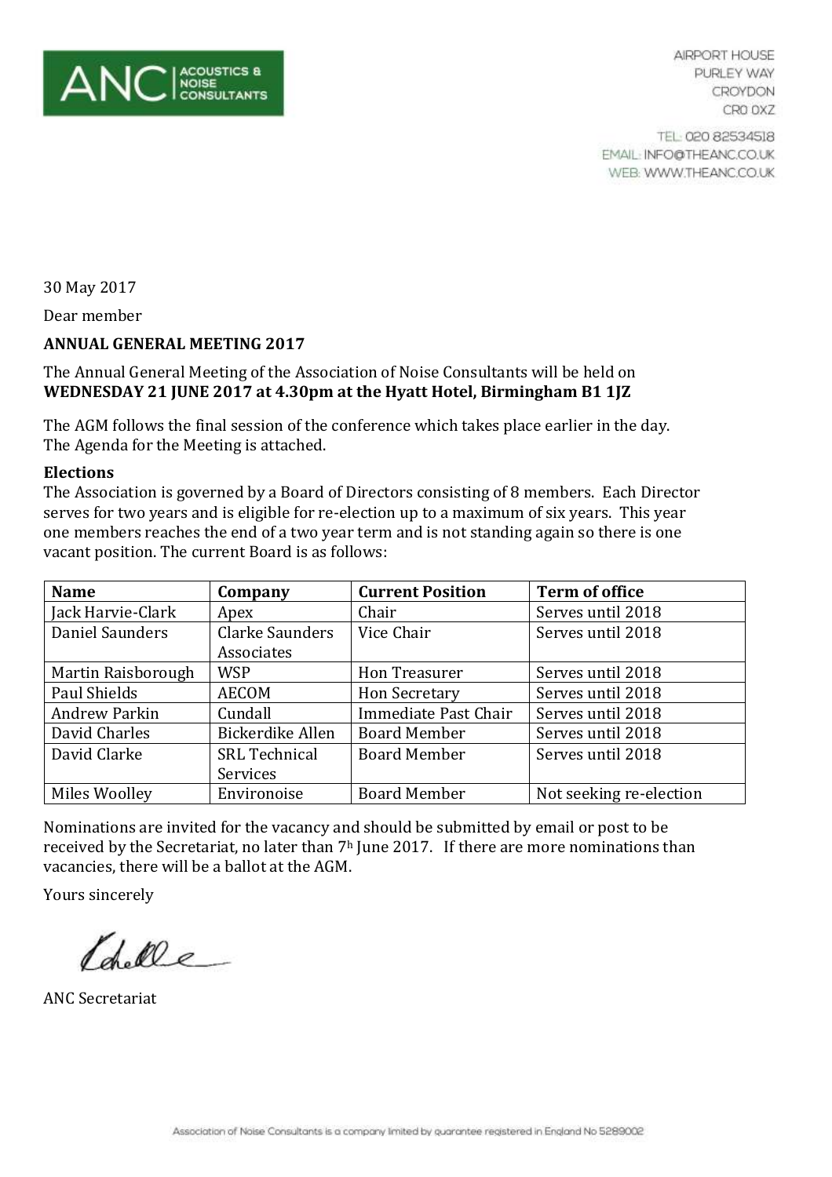ANC | ACOUSTICS & NOISE CONSULTANTS

AIRPORT HOUSE
PURLEY WAY
CROYDON
CR0 0XZ

TEL: 020 82534518
EMAIL: INFO@THEANC.CO.UK
WEB: WWW.THEANC.CO.UK

30 May 2017

Dear member

**ANNUAL GENERAL MEETING 2017**

The Annual General Meeting of the Association of Noise Consultants will be held on **WEDNESDAY 21 JUNE 2017 at 4.30pm at the Hyatt Hotel, Birmingham B1 1JZ**

The AGM follows the final session of the conference which takes place earlier in the day. The Agenda for the Meeting is attached.

**Elections**

The Association is governed by a Board of Directors consisting of 8 members. Each Director serves for two years and is eligible for re-election up to a maximum of six years. This year one members reaches the end of a two year term and is not standing again so there is one vacant position. The current Board is as follows:

| Name | Company | Current Position | Term of office |
|---|---|---|---|
| Jack Harvie-Clark | Apex | Chair | Serves until 2018 |
| Daniel Saunders | Clarke Saunders Associates | Vice Chair | Serves until 2018 |
| Martin Raisborough | WSP | Hon Treasurer | Serves until 2018 |
| Paul Shields | AECOM | Hon Secretary | Serves until 2018 |
| Andrew Parkin | Cundall | Immediate Past Chair | Serves until 2018 |
| David Charles | Bickerdike Allen | Board Member | Serves until 2018 |
| David Clarke | SRL Technical Services | Board Member | Serves until 2018 |
| Miles Woolley | Environoise | Board Member | Not seeking re-election |

Nominations are invited for the vacancy and should be submitted by email or post to be received by the Secretariat, no later than 7th June 2017. If there are more nominations than vacancies, there will be a ballot at the AGM.

Yours sincerely

ANC Secretariat

Association of Noise Consultants is a company limited by guarantee registered in England No 5289002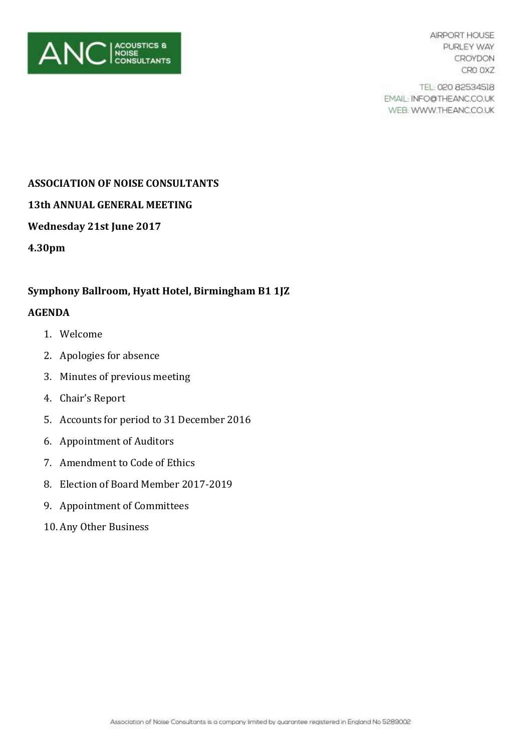AIRPORT HOUSE
PURLEY WAY
CROYDON
CR0 0XZ

TEL: 020 82534518
EMAIL: INFO@THEANC.CO.UK
WEB: WWW.THEANC.CO.UK

**ASSOCIATION OF NOISE CONSULTANTS**

**13th ANNUAL GENERAL MEETING**

**Wednesday 21st June 2017**

**4.30pm**

**Symphony Ballroom, Hyatt Hotel, Birmingham B1 1JZ**

**AGENDA**

1. Welcome
2. Apologies for absence
3. Minutes of previous meeting
4. Chair's Report
5. Accounts for period to 31 December 2016
6. Appointment of Auditors
7. Amendment to Code of Ethics
8. Election of Board Member 2017-2019
9. Appointment of Committees
10. Any Other Business

Association of Noise Consultants is a company limited by guarantee registered in England No 5289002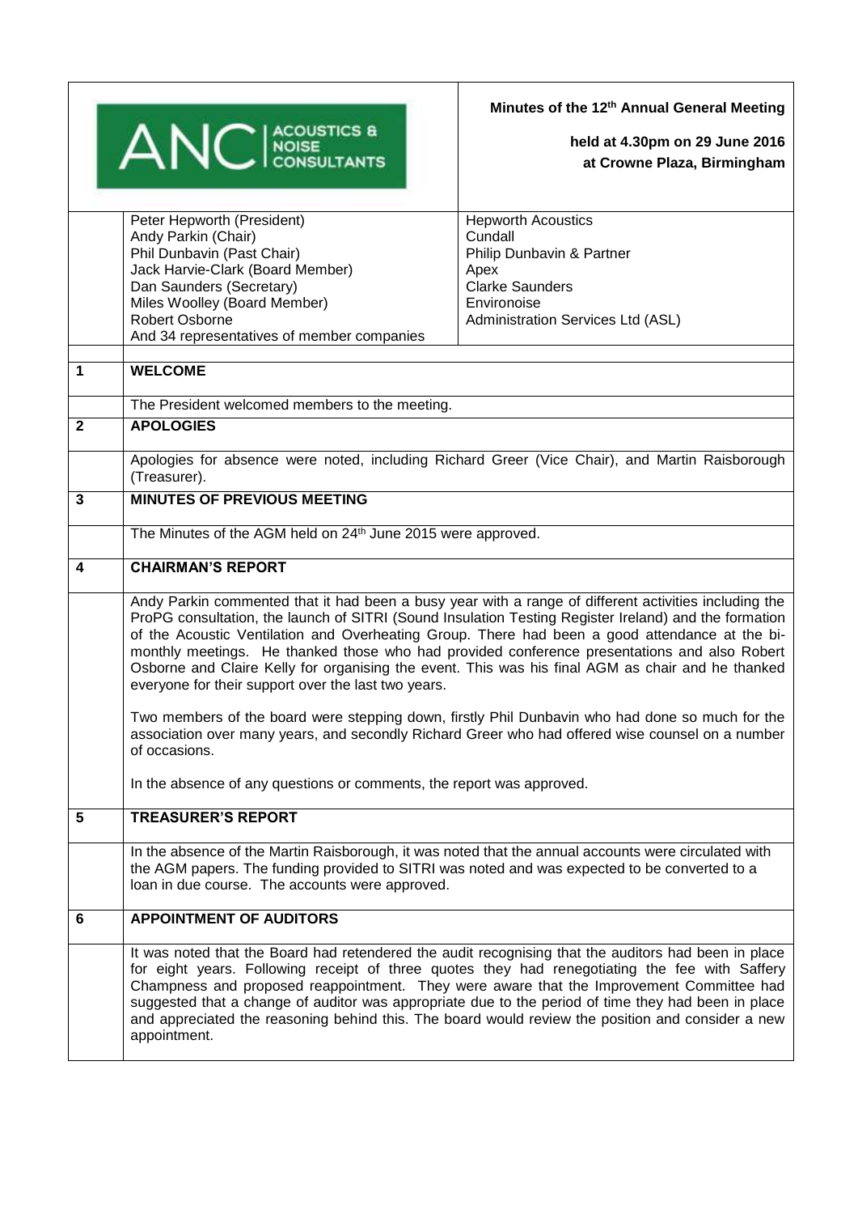**Minutes of the 12th Annual General Meeting**

**held at 4.30pm on 29 June 2016**
**at Crowne Plaza, Birmingham**

| Attendee | Company |
|---|---|
| Peter Hepworth (President) | Hepworth Acoustics |
| Andy Parkin (Chair) | Cundall |
| Phil Dunbavin (Past Chair) | Philip Dunbavin & Partner |
| Jack Harvie-Clark (Board Member) | Apex |
| Dan Saunders (Secretary) | Clarke Saunders |
| Miles Woolley (Board Member) | Environoise |
| Robert Osborne | Administration Services Ltd (ASL) |
| And 34 representatives of member companies | |

## 1 WELCOME

The President welcomed members to the meeting.

## 2 APOLOGIES

Apologies for absence were noted, including Richard Greer (Vice Chair), and Martin Raisborough (Treasurer).

## 3 MINUTES OF PREVIOUS MEETING

The Minutes of the AGM held on 24th June 2015 were approved.

## 4 CHAIRMAN'S REPORT

Andy Parkin commented that it had been a busy year with a range of different activities including the ProPG consultation, the launch of SITRI (Sound Insulation Testing Register Ireland) and the formation of the Acoustic Ventilation and Overheating Group. There had been a good attendance at the bi-monthly meetings. He thanked those who had provided conference presentations and also Robert Osborne and Claire Kelly for organising the event. This was his final AGM as chair and he thanked everyone for their support over the last two years.

Two members of the board were stepping down, firstly Phil Dunbavin who had done so much for the association over many years, and secondly Richard Greer who had offered wise counsel on a number of occasions.

In the absence of any questions or comments, the report was approved.

## 5 TREASURER'S REPORT

In the absence of the Martin Raisborough, it was noted that the annual accounts were circulated with the AGM papers. The funding provided to SITRI was noted and was expected to be converted to a loan in due course. The accounts were approved.

## 6 APPOINTMENT OF AUDITORS

It was noted that the Board had retendered the audit recognising that the auditors had been in place for eight years. Following receipt of three quotes they had renegotiating the fee with Saffery Champness and proposed reappointment. They were aware that the Improvement Committee had suggested that a change of auditor was appropriate due to the period of time they had been in place and appreciated the reasoning behind this. The board would review the position and consider a new appointment.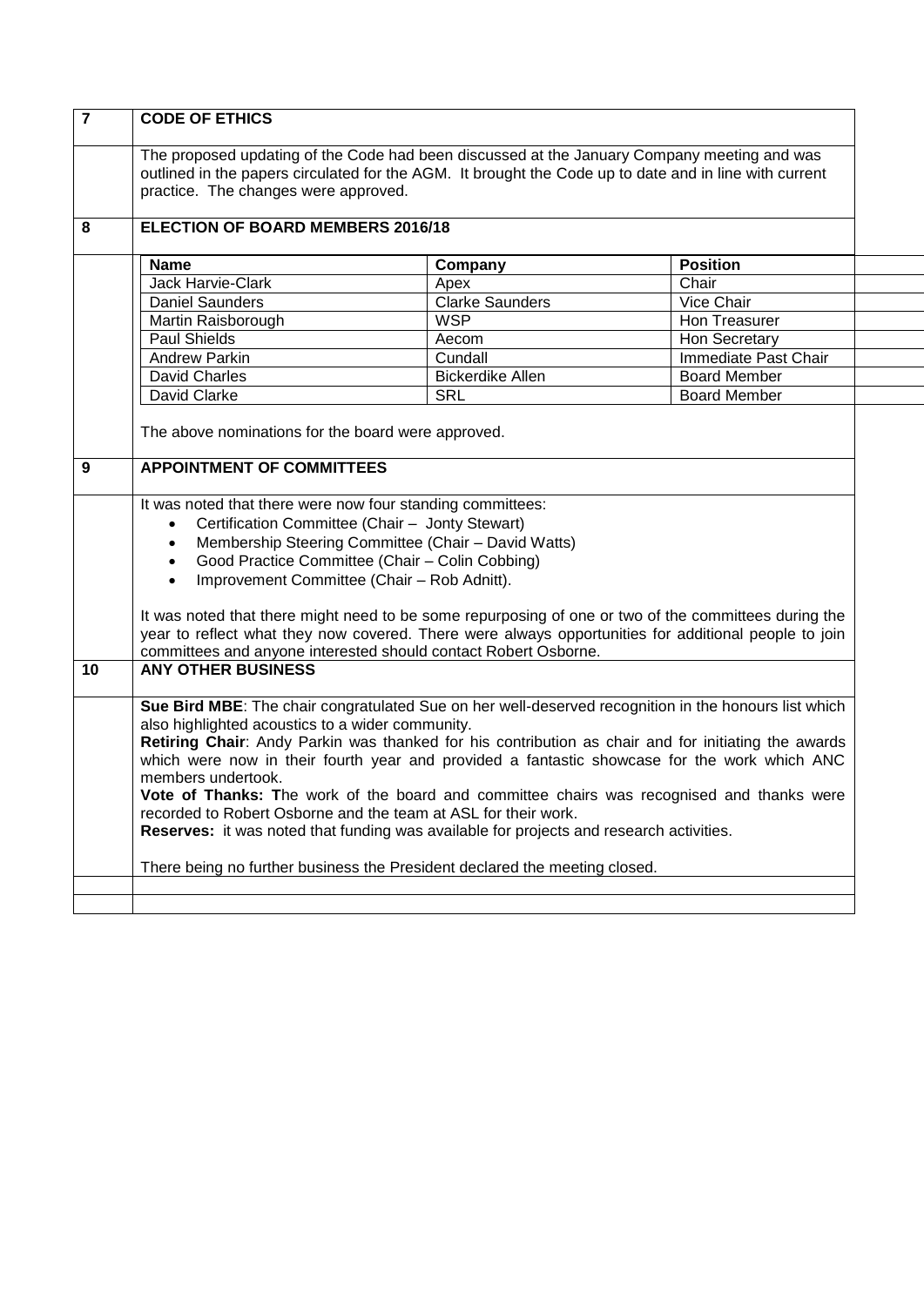## 7 CODE OF ETHICS

The proposed updating of the Code had been discussed at the January Company meeting and was outlined in the papers circulated for the AGM. It brought the Code up to date and in line with current practice. The changes were approved.

## 8 ELECTION OF BOARD MEMBERS 2016/18

| Name | Company | Position |
|---|---|---|
| Jack Harvie-Clark | Apex | Chair |
| Daniel Saunders | Clarke Saunders | Vice Chair |
| Martin Raisborough | WSP | Hon Treasurer |
| Paul Shields | Aecom | Hon Secretary |
| Andrew Parkin | Cundall | Immediate Past Chair |
| David Charles | Bickerdike Allen | Board Member |
| David Clarke | SRL | Board Member |

The above nominations for the board were approved.

## 9 APPOINTMENT OF COMMITTEES

It was noted that there were now four standing committees:

- Certification Committee (Chair – Jonty Stewart)
- Membership Steering Committee (Chair – David Watts)
- Good Practice Committee (Chair – Colin Cobbing)
- Improvement Committee (Chair – Rob Adnitt).

It was noted that there might need to be some repurposing of one or two of the committees during the year to reflect what they now covered. There were always opportunities for additional people to join committees and anyone interested should contact Robert Osborne.

## 10 ANY OTHER BUSINESS

**Sue Bird MBE**: The chair congratulated Sue on her well-deserved recognition in the honours list which also highlighted acoustics to a wider community.

**Retiring Chair**: Andy Parkin was thanked for his contribution as chair and for initiating the awards which were now in their fourth year and provided a fantastic showcase for the work which ANC members undertook.

**Vote of Thanks: T**he work of the board and committee chairs was recognised and thanks were recorded to Robert Osborne and the team at ASL for their work.

**Reserves:** it was noted that funding was available for projects and research activities.

There being no further business the President declared the meeting closed.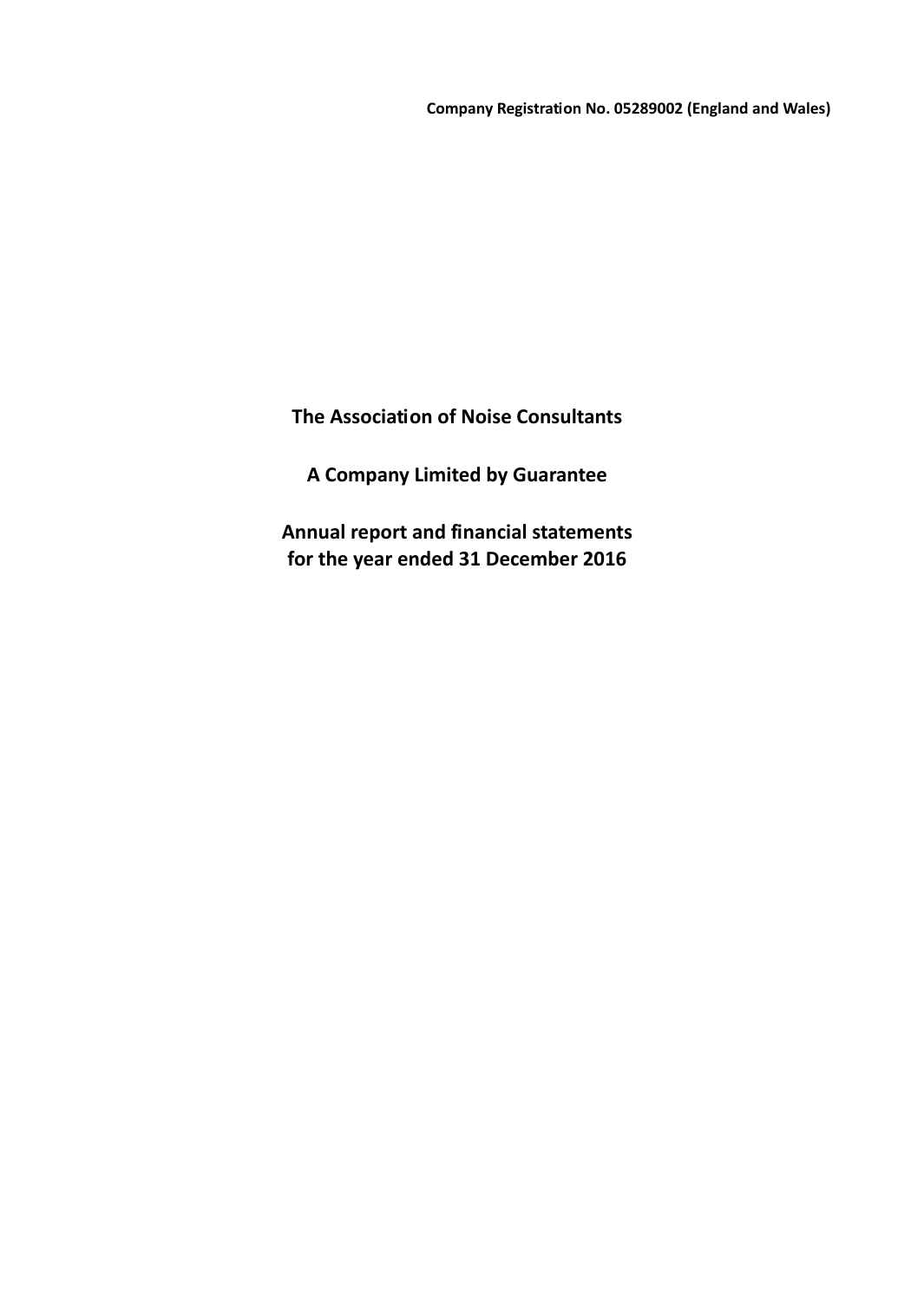**Company Registration No. 05289002 (England and Wales)**

# The Association of Noise Consultants

## A Company Limited by Guarantee

## Annual report and financial statements for the year ended 31 December 2016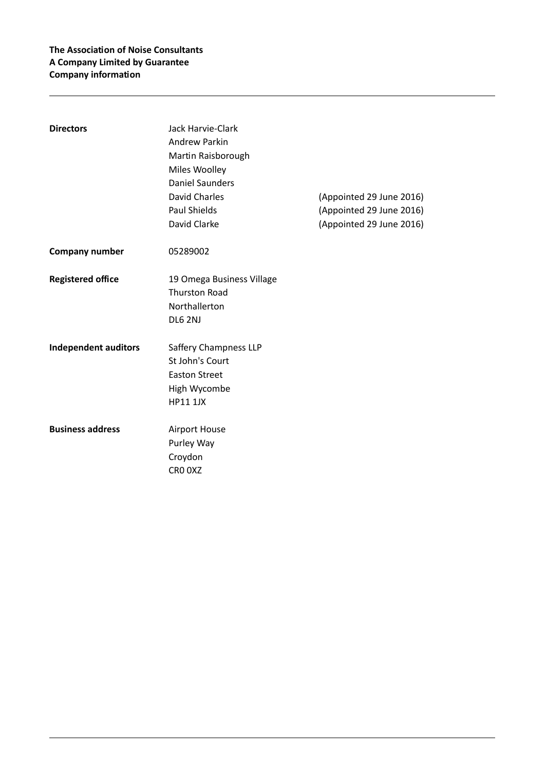**The Association of Noise Consultants**
**A Company Limited by Guarantee**
**Company information**

| | | |
|---|---|---|
| **Directors** | Jack Harvie-Clark | |
| | Andrew Parkin | |
| | Martin Raisborough | |
| | Miles Woolley | |
| | Daniel Saunders | |
| | David Charles | (Appointed 29 June 2016) |
| | Paul Shields | (Appointed 29 June 2016) |
| | David Clarke | (Appointed 29 June 2016) |
| **Company number** | 05289002 | |
| **Registered office** | 19 Omega Business Village<br>Thurston Road<br>Northallerton<br>DL6 2NJ | |
| **Independent auditors** | Saffery Champness LLP<br>St John's Court<br>Easton Street<br>High Wycombe<br>HP11 1JX | |
| **Business address** | Airport House<br>Purley Way<br>Croydon<br>CR0 0XZ | |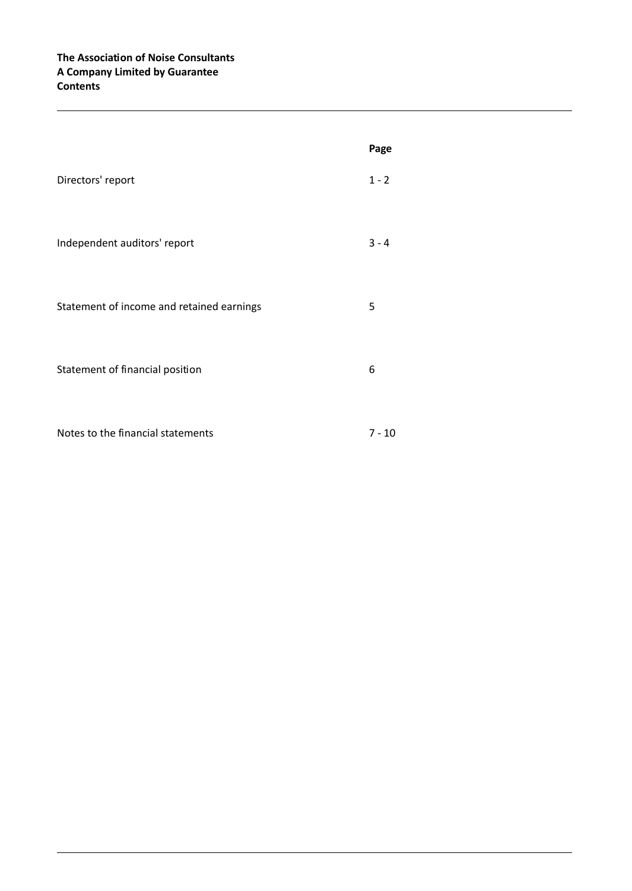**The Association of Noise Consultants**
**A Company Limited by Guarantee**
**Contents**

| | Page |
|---|---|
| Directors' report | 1 - 2 |
| Independent auditors' report | 3 - 4 |
| Statement of income and retained earnings | 5 |
| Statement of financial position | 6 |
| Notes to the financial statements | 7 - 10 |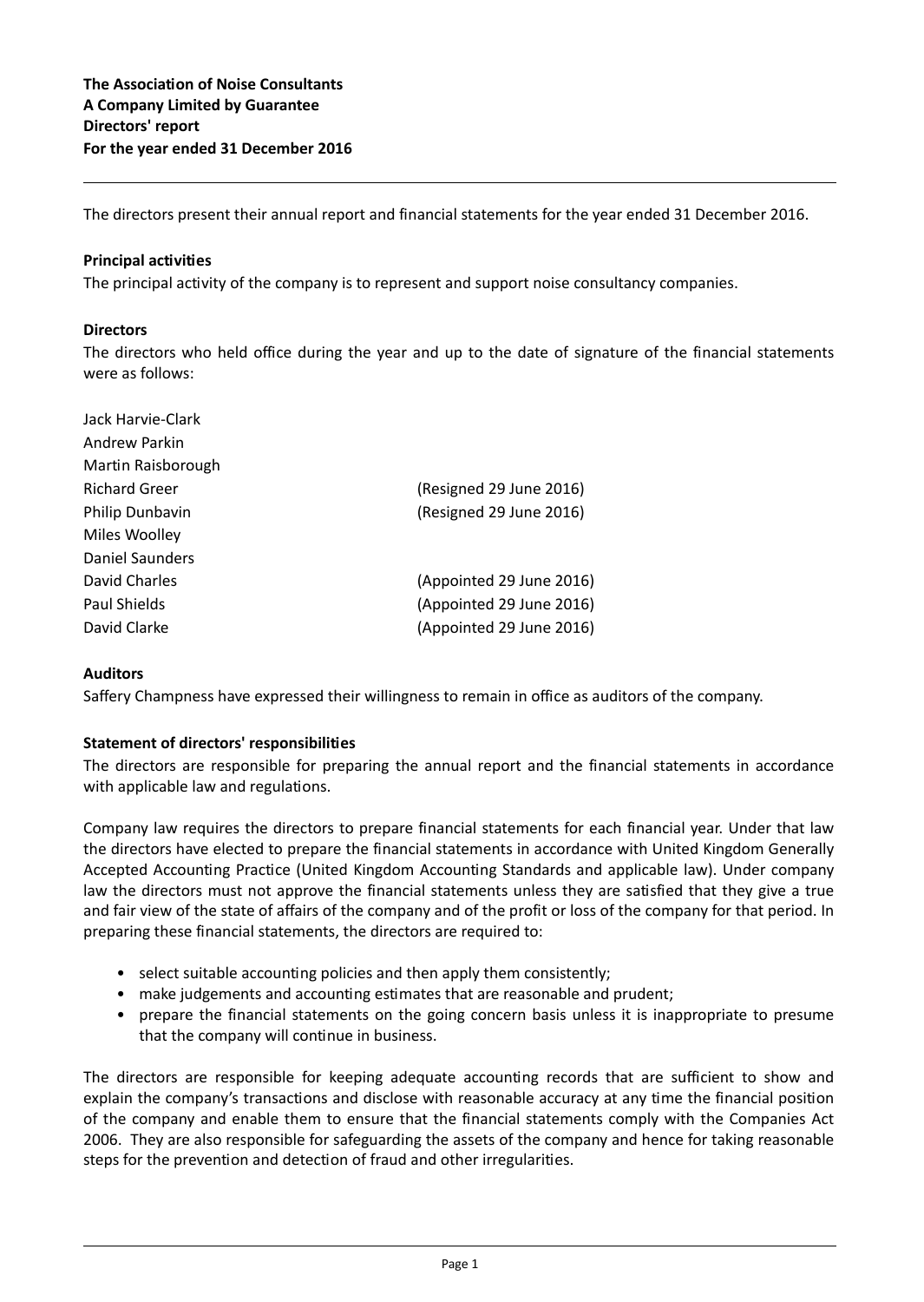**The Association of Noise Consultants**
**A Company Limited by Guarantee**
**Directors' report**
**For the year ended 31 December 2016**

The directors present their annual report and financial statements for the year ended 31 December 2016.

### Principal activities

The principal activity of the company is to represent and support noise consultancy companies.

### Directors

The directors who held office during the year and up to the date of signature of the financial statements were as follows:

| | |
|---|---|
| Jack Harvie-Clark | |
| Andrew Parkin | |
| Martin Raisborough | |
| Richard Greer | (Resigned 29 June 2016) |
| Philip Dunbavin | (Resigned 29 June 2016) |
| Miles Woolley | |
| Daniel Saunders | |
| David Charles | (Appointed 29 June 2016) |
| Paul Shields | (Appointed 29 June 2016) |
| David Clarke | (Appointed 29 June 2016) |

### Auditors

Saffery Champness have expressed their willingness to remain in office as auditors of the company.

### Statement of directors' responsibilities

The directors are responsible for preparing the annual report and the financial statements in accordance with applicable law and regulations.

Company law requires the directors to prepare financial statements for each financial year. Under that law the directors have elected to prepare the financial statements in accordance with United Kingdom Generally Accepted Accounting Practice (United Kingdom Accounting Standards and applicable law). Under company law the directors must not approve the financial statements unless they are satisfied that they give a true and fair view of the state of affairs of the company and of the profit or loss of the company for that period. In preparing these financial statements, the directors are required to:

- select suitable accounting policies and then apply them consistently;
- make judgements and accounting estimates that are reasonable and prudent;
- prepare the financial statements on the going concern basis unless it is inappropriate to presume that the company will continue in business.

The directors are responsible for keeping adequate accounting records that are sufficient to show and explain the company's transactions and disclose with reasonable accuracy at any time the financial position of the company and enable them to ensure that the financial statements comply with the Companies Act 2006. They are also responsible for safeguarding the assets of the company and hence for taking reasonable steps for the prevention and detection of fraud and other irregularities.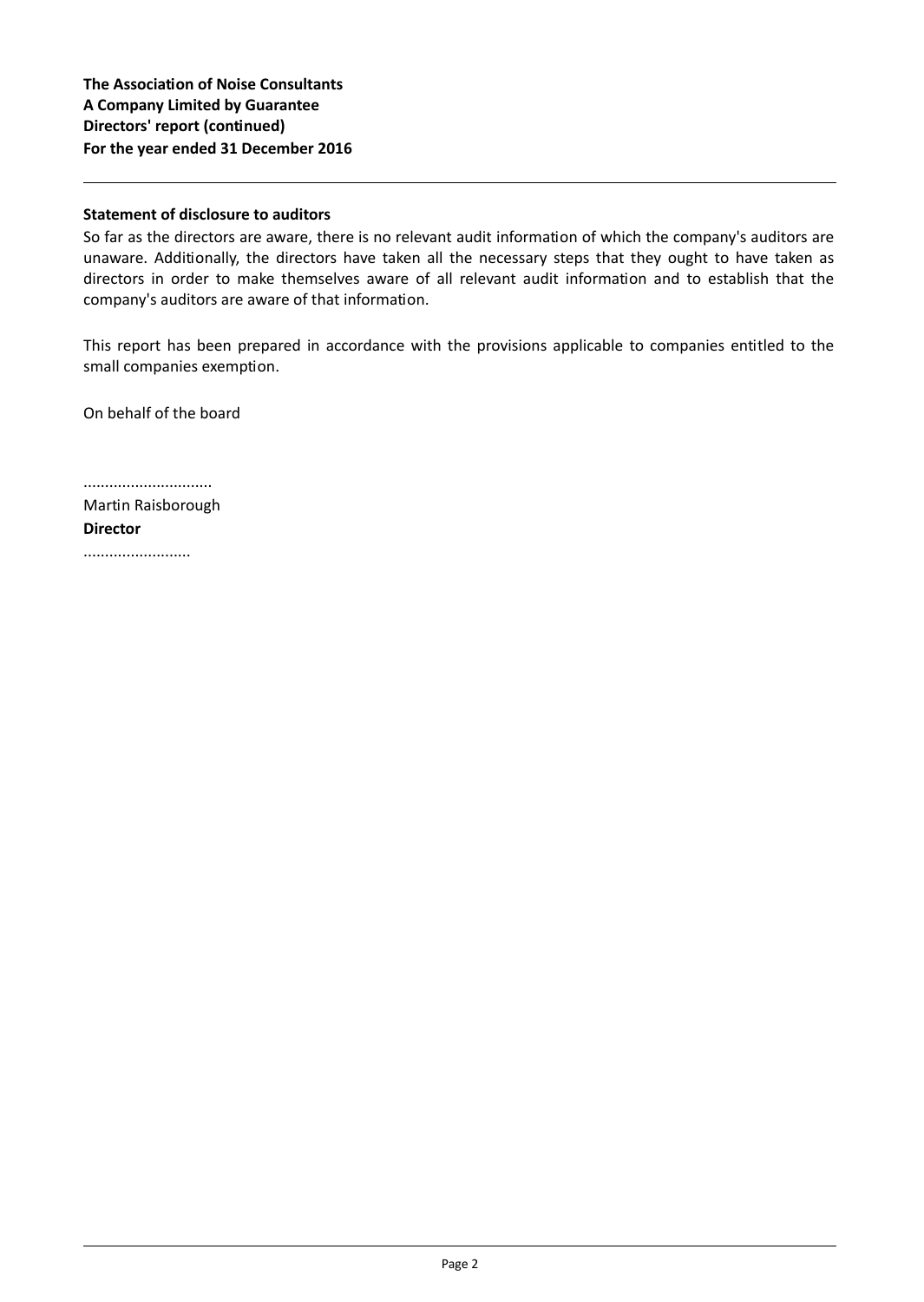**The Association of Noise Consultants**
**A Company Limited by Guarantee**
**Directors' report (continued)**
**For the year ended 31 December 2016**

**Statement of disclosure to auditors**

So far as the directors are aware, there is no relevant audit information of which the company's auditors are unaware. Additionally, the directors have taken all the necessary steps that they ought to have taken as directors in order to make themselves aware of all relevant audit information and to establish that the company's auditors are aware of that information.

This report has been prepared in accordance with the provisions applicable to companies entitled to the small companies exemption.

On behalf of the board

..............................
Martin Raisborough
**Director**
.........................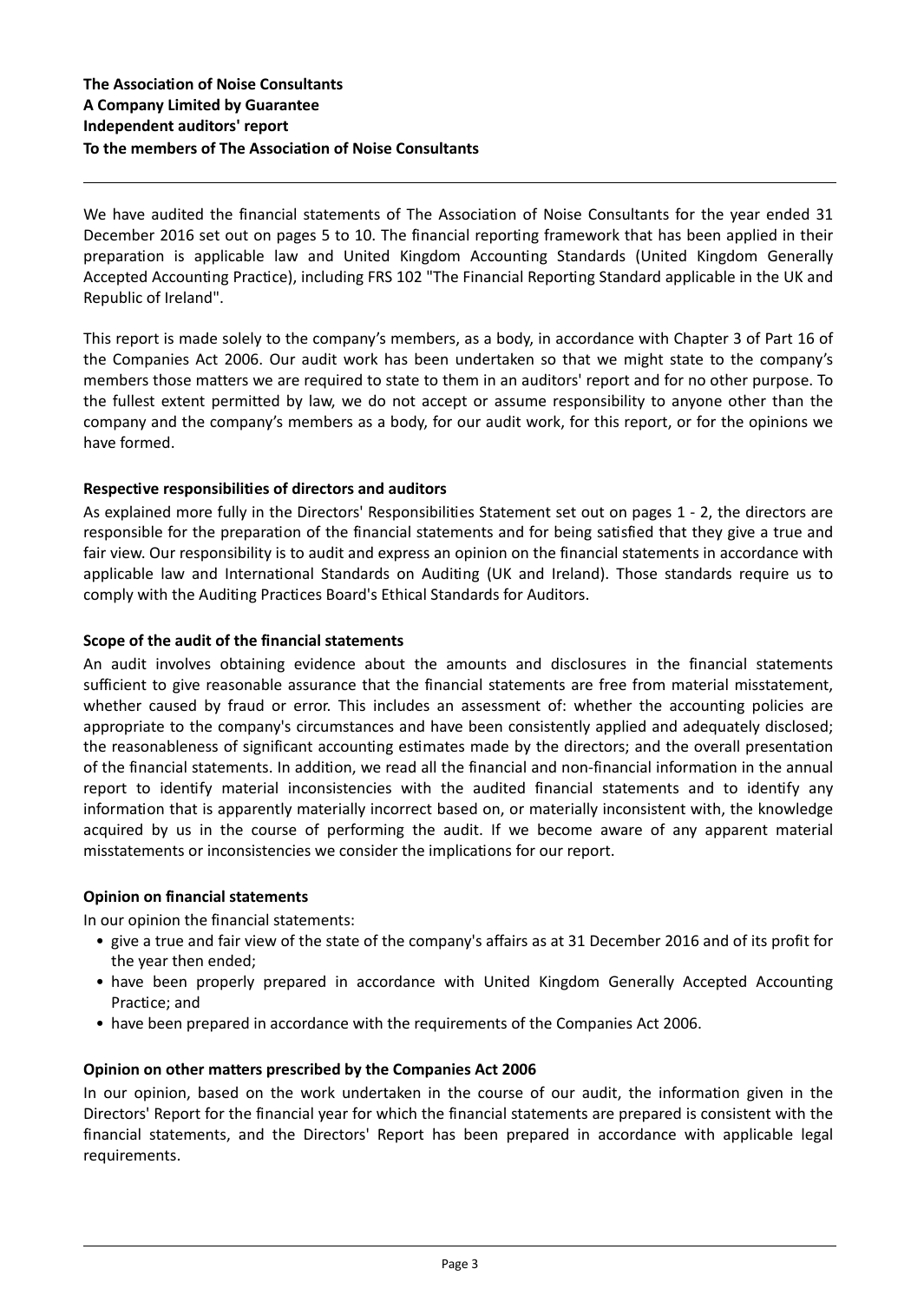**The Association of Noise Consultants**
**A Company Limited by Guarantee**
**Independent auditors' report**
**To the members of The Association of Noise Consultants**

We have audited the financial statements of The Association of Noise Consultants for the year ended 31 December 2016 set out on pages 5 to 10. The financial reporting framework that has been applied in their preparation is applicable law and United Kingdom Accounting Standards (United Kingdom Generally Accepted Accounting Practice), including FRS 102 "The Financial Reporting Standard applicable in the UK and Republic of Ireland".

This report is made solely to the company's members, as a body, in accordance with Chapter 3 of Part 16 of the Companies Act 2006. Our audit work has been undertaken so that we might state to the company's members those matters we are required to state to them in an auditors' report and for no other purpose. To the fullest extent permitted by law, we do not accept or assume responsibility to anyone other than the company and the company's members as a body, for our audit work, for this report, or for the opinions we have formed.

**Respective responsibilities of directors and auditors**

As explained more fully in the Directors' Responsibilities Statement set out on pages 1 - 2, the directors are responsible for the preparation of the financial statements and for being satisfied that they give a true and fair view. Our responsibility is to audit and express an opinion on the financial statements in accordance with applicable law and International Standards on Auditing (UK and Ireland). Those standards require us to comply with the Auditing Practices Board's Ethical Standards for Auditors.

**Scope of the audit of the financial statements**

An audit involves obtaining evidence about the amounts and disclosures in the financial statements sufficient to give reasonable assurance that the financial statements are free from material misstatement, whether caused by fraud or error. This includes an assessment of: whether the accounting policies are appropriate to the company's circumstances and have been consistently applied and adequately disclosed; the reasonableness of significant accounting estimates made by the directors; and the overall presentation of the financial statements. In addition, we read all the financial and non-financial information in the annual report to identify material inconsistencies with the audited financial statements and to identify any information that is apparently materially incorrect based on, or materially inconsistent with, the knowledge acquired by us in the course of performing the audit. If we become aware of any apparent material misstatements or inconsistencies we consider the implications for our report.

**Opinion on financial statements**

In our opinion the financial statements:

- give a true and fair view of the state of the company's affairs as at 31 December 2016 and of its profit for the year then ended;
- have been properly prepared in accordance with United Kingdom Generally Accepted Accounting Practice; and
- have been prepared in accordance with the requirements of the Companies Act 2006.

**Opinion on other matters prescribed by the Companies Act 2006**

In our opinion, based on the work undertaken in the course of our audit, the information given in the Directors' Report for the financial year for which the financial statements are prepared is consistent with the financial statements, and the Directors' Report has been prepared in accordance with applicable legal requirements.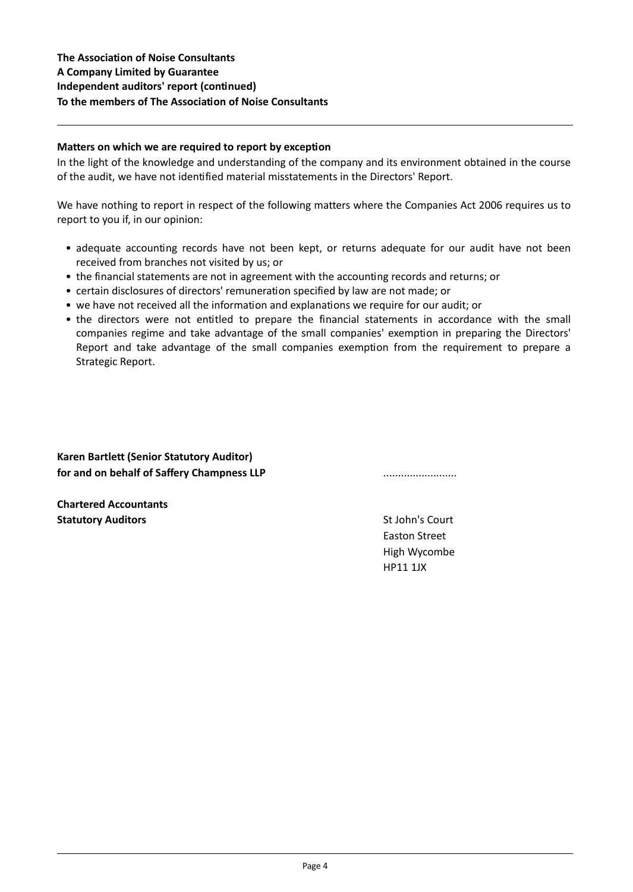**The Association of Noise Consultants**
**A Company Limited by Guarantee**
**Independent auditors' report (continued)**
**To the members of The Association of Noise Consultants**

---

**Matters on which we are required to report by exception**

In the light of the knowledge and understanding of the company and its environment obtained in the course of the audit, we have not identified material misstatements in the Directors' Report.

We have nothing to report in respect of the following matters where the Companies Act 2006 requires us to report to you if, in our opinion:

- adequate accounting records have not been kept, or returns adequate for our audit have not been received from branches not visited by us; or
- the financial statements are not in agreement with the accounting records and returns; or
- certain disclosures of directors' remuneration specified by law are not made; or
- we have not received all the information and explanations we require for our audit; or
- the directors were not entitled to prepare the financial statements in accordance with the small companies regime and take advantage of the small companies' exemption in preparing the Directors' Report and take advantage of the small companies exemption from the requirement to prepare a Strategic Report.

**Karen Bartlett (Senior Statutory Auditor)**
**for and on behalf of Saffery Champness LLP** .........................

**Chartered Accountants**
**Statutory Auditors**

St John's Court
Easton Street
High Wycombe
HP11 1JX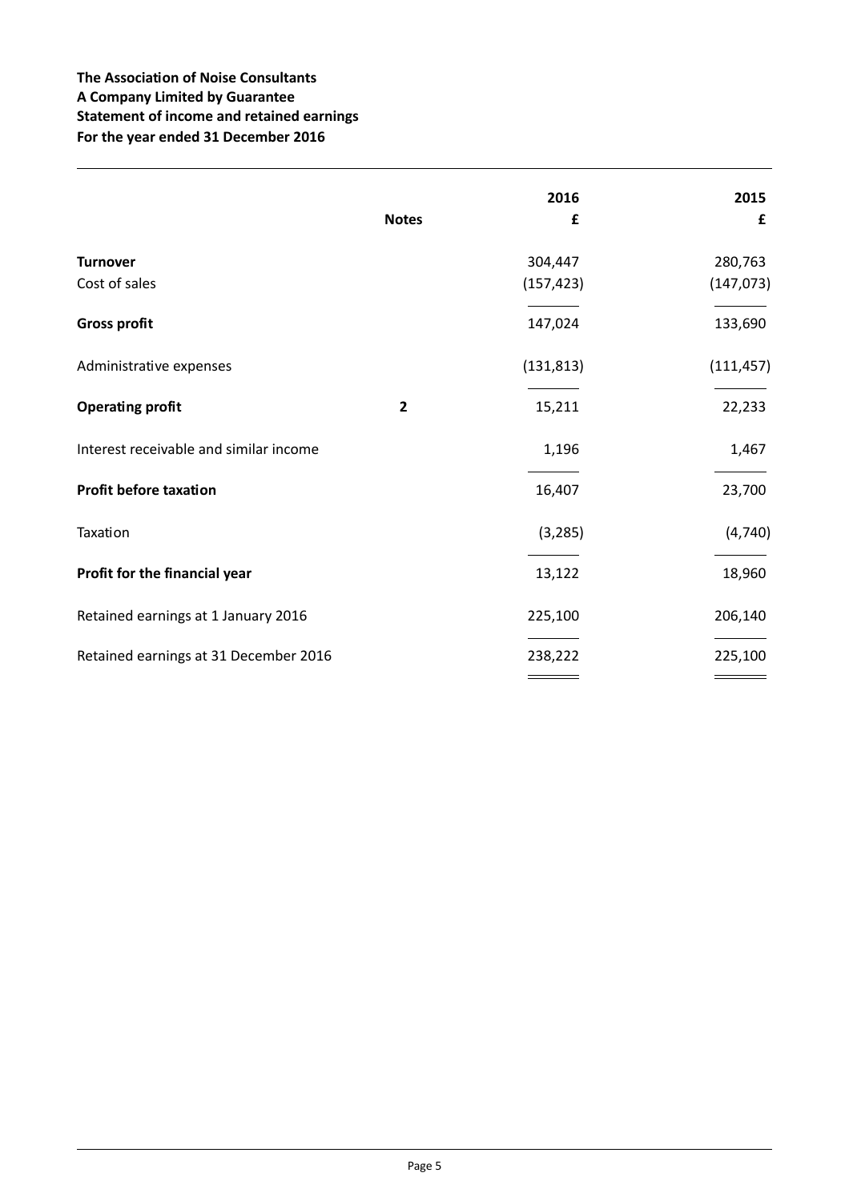**The Association of Noise Consultants**
**A Company Limited by Guarantee**
**Statement of income and retained earnings**
**For the year ended 31 December 2016**

| | Notes | 2016 £ | 2015 £ |
|---|---|---|---|
| **Turnover** | | 304,447 | 280,763 |
| Cost of sales | | (157,423) | (147,073) |
| **Gross profit** | | 147,024 | 133,690 |
| Administrative expenses | | (131,813) | (111,457) |
| **Operating profit** | **2** | 15,211 | 22,233 |
| Interest receivable and similar income | | 1,196 | 1,467 |
| **Profit before taxation** | | 16,407 | 23,700 |
| Taxation | | (3,285) | (4,740) |
| **Profit for the financial year** | | 13,122 | 18,960 |
| Retained earnings at 1 January 2016 | | 225,100 | 206,140 |
| Retained earnings at 31 December 2016 | | 238,222 | 225,100 |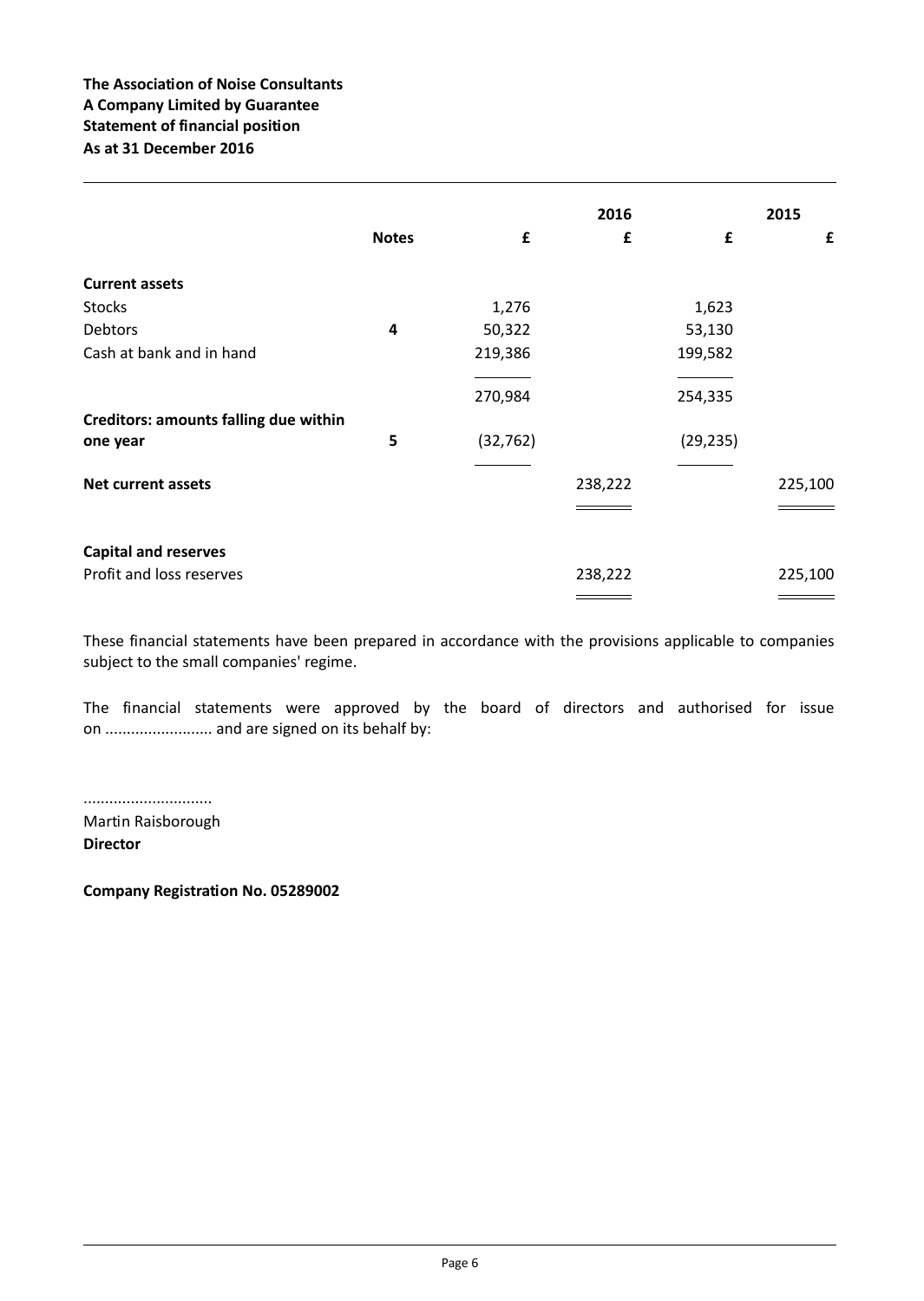**The Association of Noise Consultants**
**A Company Limited by Guarantee**
**Statement of financial position**
**As at 31 December 2016**

| | Notes | 2016 £ | 2016 £ | 2015 £ | 2015 £ |
|---|---|---|---|---|---|
| **Current assets** | | | | | |
| Stocks | | 1,276 | | 1,623 | |
| Debtors | 4 | 50,322 | | 53,130 | |
| Cash at bank and in hand | | 219,386 | | 199,582 | |
| | | 270,984 | | 254,335 | |
| **Creditors: amounts falling due within one year** | 5 | (32,762) | | (29,235) | |
| **Net current assets** | | | 238,222 | | 225,100 |
| **Capital and reserves** | | | | | |
| Profit and loss reserves | | | 238,222 | | 225,100 |

These financial statements have been prepared in accordance with the provisions applicable to companies subject to the small companies' regime.

The financial statements were approved by the board of directors and authorised for issue on ......................... and are signed on its behalf by:

..............................
Martin Raisborough
**Director**

**Company Registration No. 05289002**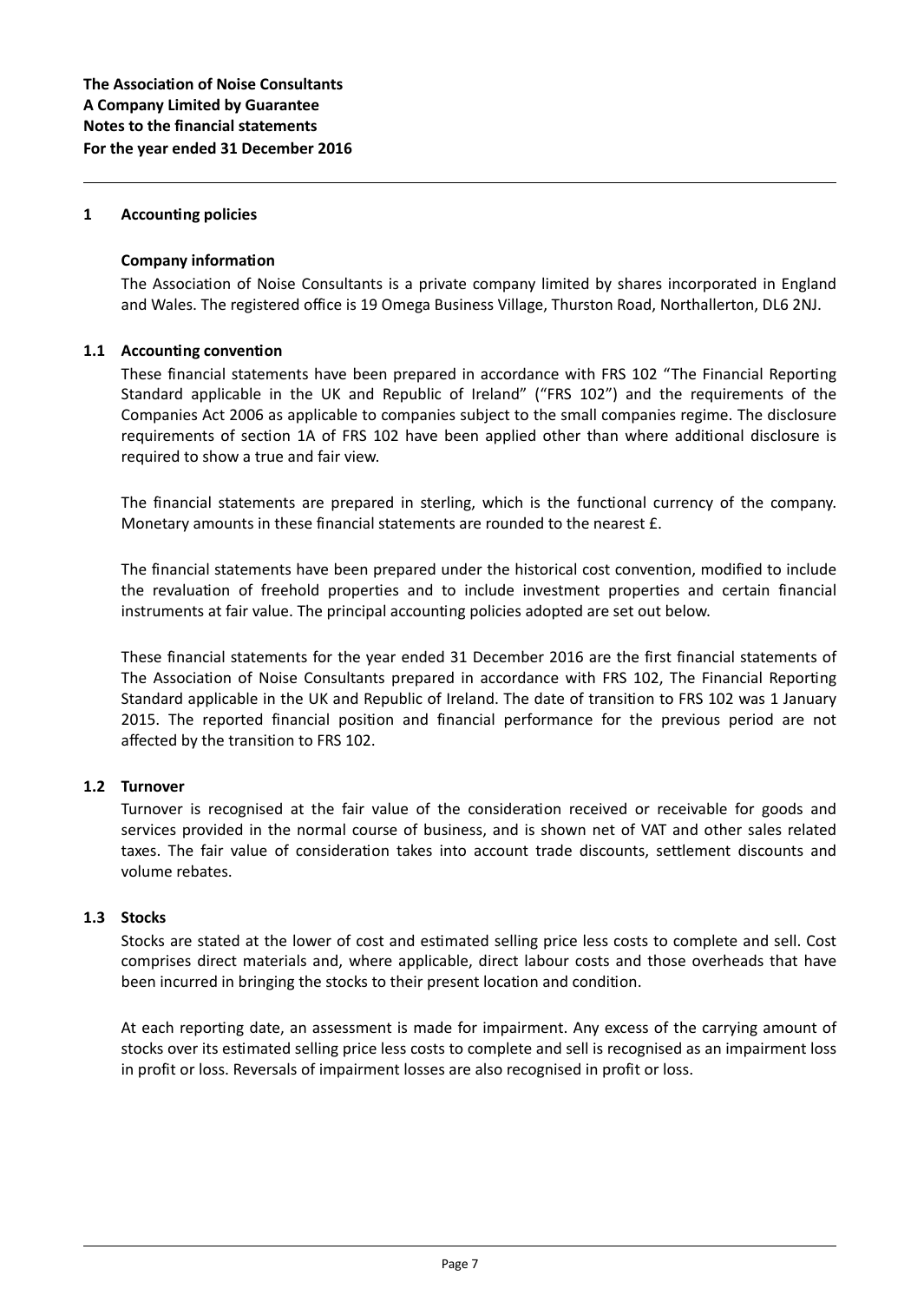**The Association of Noise Consultants**
**A Company Limited by Guarantee**
**Notes to the financial statements**
**For the year ended 31 December 2016**

## 1 Accounting policies

### Company information

The Association of Noise Consultants is a private company limited by shares incorporated in England and Wales. The registered office is 19 Omega Business Village, Thurston Road, Northallerton, DL6 2NJ.

### 1.1 Accounting convention

These financial statements have been prepared in accordance with FRS 102 "The Financial Reporting Standard applicable in the UK and Republic of Ireland" ("FRS 102") and the requirements of the Companies Act 2006 as applicable to companies subject to the small companies regime. The disclosure requirements of section 1A of FRS 102 have been applied other than where additional disclosure is required to show a true and fair view.

The financial statements are prepared in sterling, which is the functional currency of the company. Monetary amounts in these financial statements are rounded to the nearest £.

The financial statements have been prepared under the historical cost convention, modified to include the revaluation of freehold properties and to include investment properties and certain financial instruments at fair value. The principal accounting policies adopted are set out below.

These financial statements for the year ended 31 December 2016 are the first financial statements of The Association of Noise Consultants prepared in accordance with FRS 102, The Financial Reporting Standard applicable in the UK and Republic of Ireland. The date of transition to FRS 102 was 1 January 2015. The reported financial position and financial performance for the previous period are not affected by the transition to FRS 102.

### 1.2 Turnover

Turnover is recognised at the fair value of the consideration received or receivable for goods and services provided in the normal course of business, and is shown net of VAT and other sales related taxes. The fair value of consideration takes into account trade discounts, settlement discounts and volume rebates.

### 1.3 Stocks

Stocks are stated at the lower of cost and estimated selling price less costs to complete and sell. Cost comprises direct materials and, where applicable, direct labour costs and those overheads that have been incurred in bringing the stocks to their present location and condition.

At each reporting date, an assessment is made for impairment. Any excess of the carrying amount of stocks over its estimated selling price less costs to complete and sell is recognised as an impairment loss in profit or loss. Reversals of impairment losses are also recognised in profit or loss.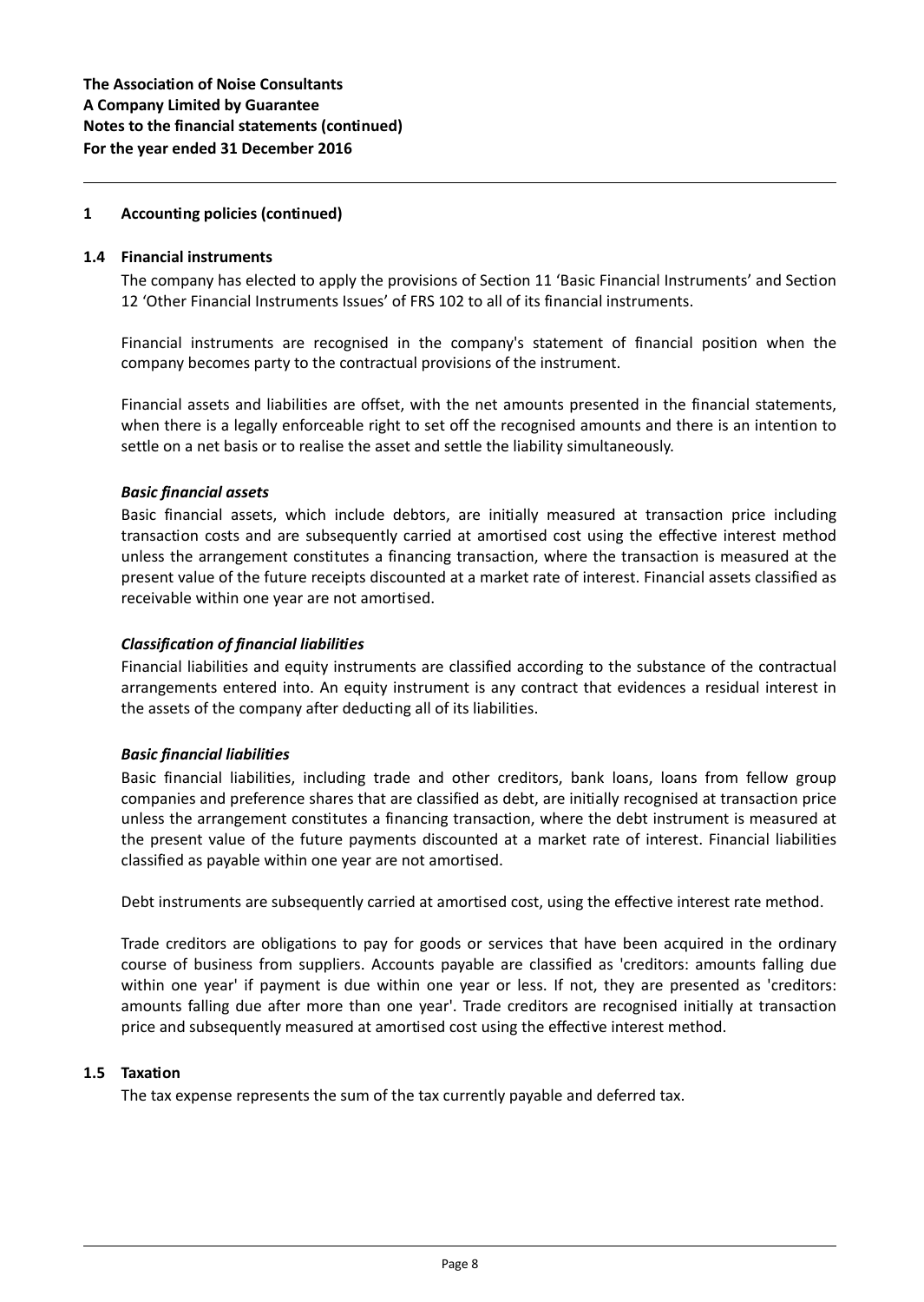**The Association of Noise Consultants**
**A Company Limited by Guarantee**
**Notes to the financial statements (continued)**
**For the year ended 31 December 2016**

## 1 Accounting policies (continued)

### 1.4 Financial instruments

The company has elected to apply the provisions of Section 11 'Basic Financial Instruments' and Section 12 'Other Financial Instruments Issues' of FRS 102 to all of its financial instruments.

Financial instruments are recognised in the company's statement of financial position when the company becomes party to the contractual provisions of the instrument.

Financial assets and liabilities are offset, with the net amounts presented in the financial statements, when there is a legally enforceable right to set off the recognised amounts and there is an intention to settle on a net basis or to realise the asset and settle the liability simultaneously.

***Basic financial assets***

Basic financial assets, which include debtors, are initially measured at transaction price including transaction costs and are subsequently carried at amortised cost using the effective interest method unless the arrangement constitutes a financing transaction, where the transaction is measured at the present value of the future receipts discounted at a market rate of interest. Financial assets classified as receivable within one year are not amortised.

***Classification of financial liabilities***

Financial liabilities and equity instruments are classified according to the substance of the contractual arrangements entered into. An equity instrument is any contract that evidences a residual interest in the assets of the company after deducting all of its liabilities.

***Basic financial liabilities***

Basic financial liabilities, including trade and other creditors, bank loans, loans from fellow group companies and preference shares that are classified as debt, are initially recognised at transaction price unless the arrangement constitutes a financing transaction, where the debt instrument is measured at the present value of the future payments discounted at a market rate of interest. Financial liabilities classified as payable within one year are not amortised.

Debt instruments are subsequently carried at amortised cost, using the effective interest rate method.

Trade creditors are obligations to pay for goods or services that have been acquired in the ordinary course of business from suppliers. Accounts payable are classified as 'creditors: amounts falling due within one year' if payment is due within one year or less. If not, they are presented as 'creditors: amounts falling due after more than one year'. Trade creditors are recognised initially at transaction price and subsequently measured at amortised cost using the effective interest method.

### 1.5 Taxation

The tax expense represents the sum of the tax currently payable and deferred tax.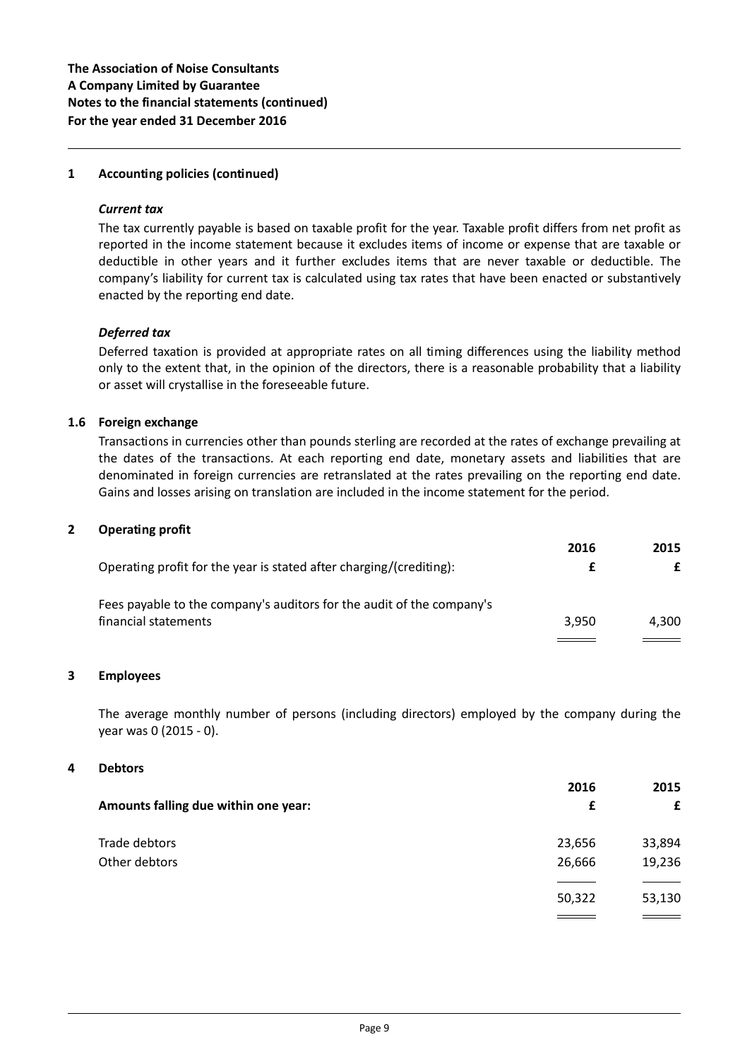**The Association of Noise Consultants**
**A Company Limited by Guarantee**
**Notes to the financial statements (continued)**
**For the year ended 31 December 2016**

## 1 Accounting policies (continued)

***Current tax***

The tax currently payable is based on taxable profit for the year. Taxable profit differs from net profit as reported in the income statement because it excludes items of income or expense that are taxable or deductible in other years and it further excludes items that are never taxable or deductible. The company's liability for current tax is calculated using tax rates that have been enacted or substantively enacted by the reporting end date.

***Deferred tax***

Deferred taxation is provided at appropriate rates on all timing differences using the liability method only to the extent that, in the opinion of the directors, there is a reasonable probability that a liability or asset will crystallise in the foreseeable future.

### 1.6 Foreign exchange

Transactions in currencies other than pounds sterling are recorded at the rates of exchange prevailing at the dates of the transactions. At each reporting end date, monetary assets and liabilities that are denominated in foreign currencies are retranslated at the rates prevailing on the reporting end date. Gains and losses arising on translation are included in the income statement for the period.

## 2 Operating profit

| Operating profit for the year is stated after charging/(crediting): | 2016 £ | 2015 £ |
|---|---|---|
| Fees payable to the company's auditors for the audit of the company's financial statements | 3,950 | 4,300 |

## 3 Employees

The average monthly number of persons (including directors) employed by the company during the year was 0 (2015 - 0).

## 4 Debtors

| **Amounts falling due within one year:** | 2016 £ | 2015 £ |
|---|---|---|
| Trade debtors | 23,656 | 33,894 |
| Other debtors | 26,666 | 19,236 |
| | 50,322 | 53,130 |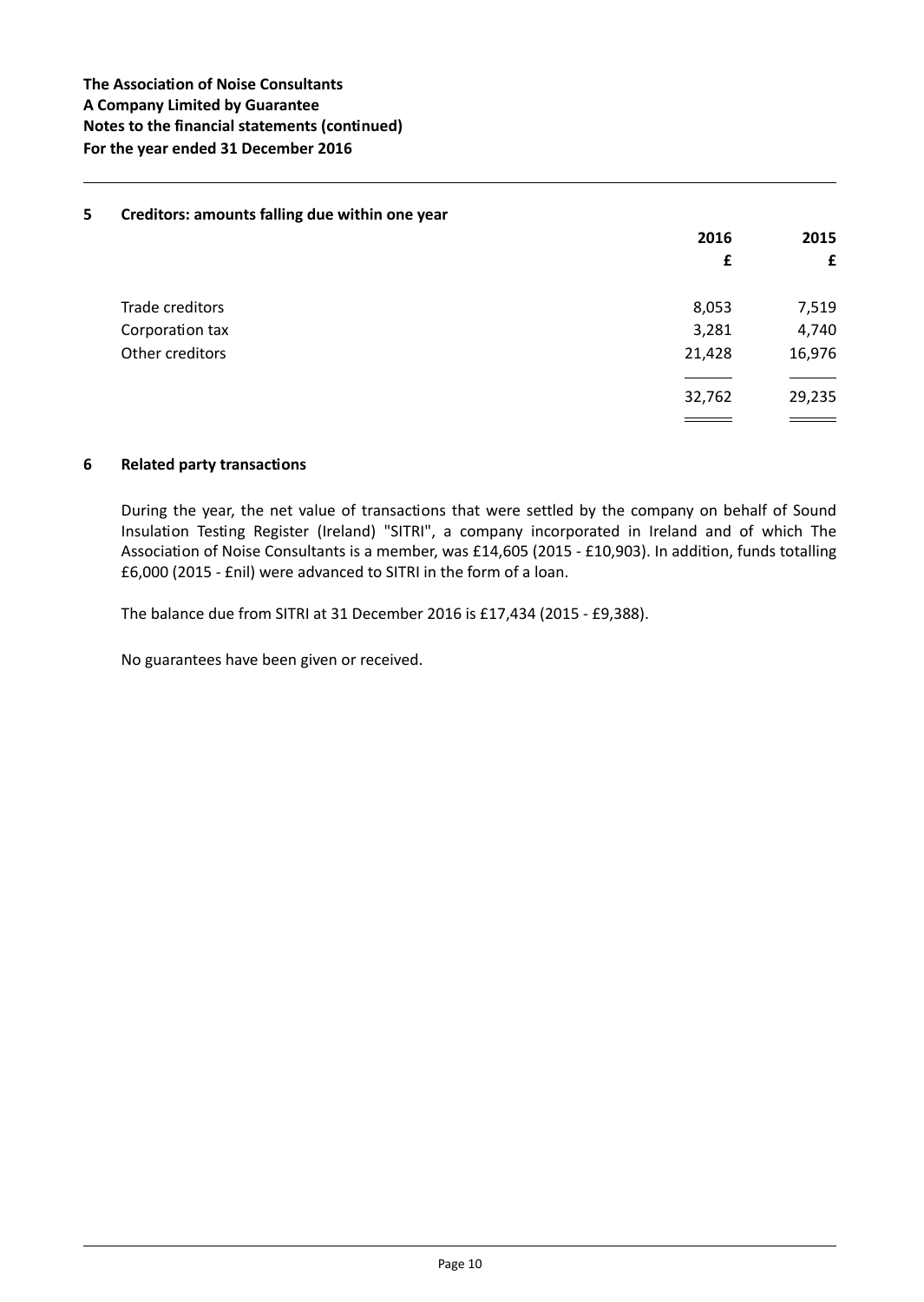**The Association of Noise Consultants**
**A Company Limited by Guarantee**
**Notes to the financial statements (continued)**
**For the year ended 31 December 2016**

## 5 Creditors: amounts falling due within one year

| | 2016 | 2015 |
|---|---|---|
| | £ | £ |
| Trade creditors | 8,053 | 7,519 |
| Corporation tax | 3,281 | 4,740 |
| Other creditors | 21,428 | 16,976 |
| | 32,762 | 29,235 |

## 6 Related party transactions

During the year, the net value of transactions that were settled by the company on behalf of Sound Insulation Testing Register (Ireland) "SITRI", a company incorporated in Ireland and of which The Association of Noise Consultants is a member, was £14,605 (2015 - £10,903). In addition, funds totalling £6,000 (2015 - £nil) were advanced to SITRI in the form of a loan.

The balance due from SITRI at 31 December 2016 is £17,434 (2015 - £9,388).

No guarantees have been given or received.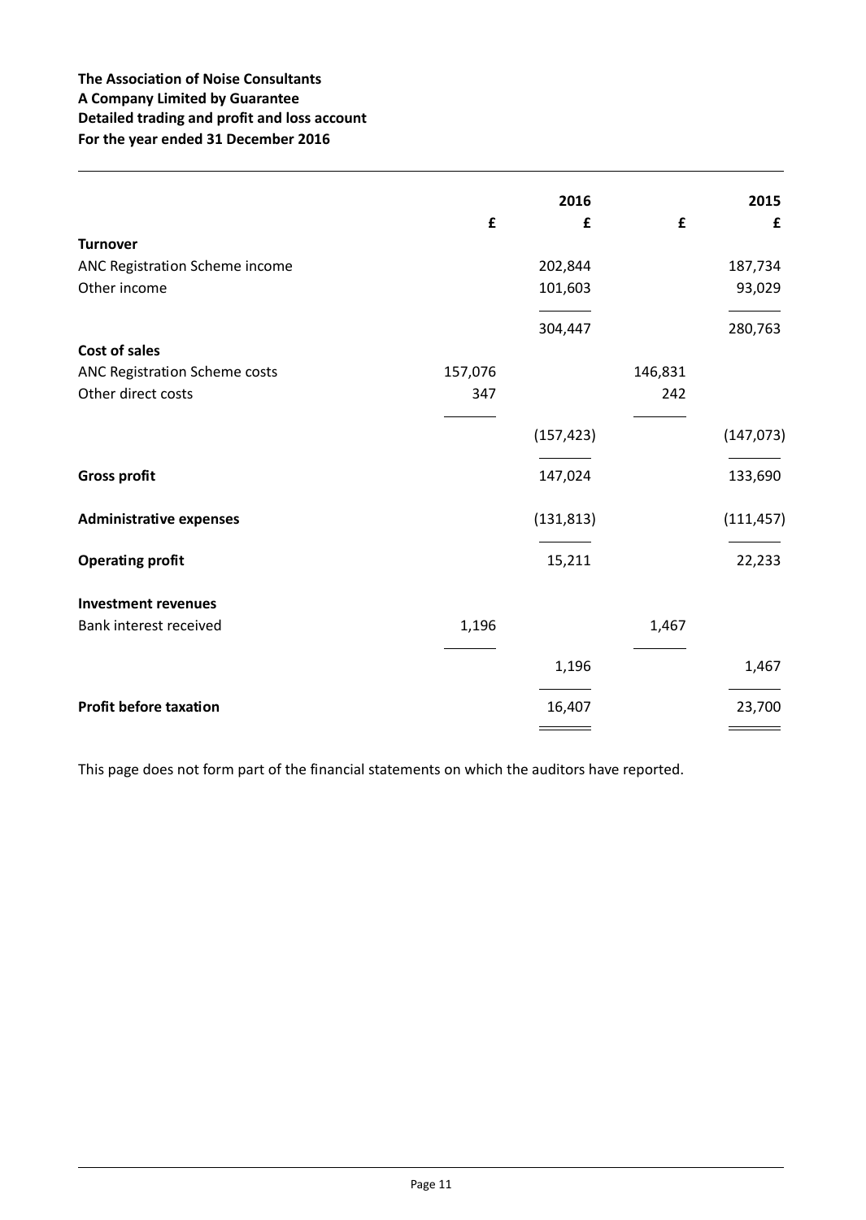**The Association of Noise Consultants**
**A Company Limited by Guarantee**
**Detailed trading and profit and loss account**
**For the year ended 31 December 2016**

| | | 2016 | | 2015 |
|---|---|---|---|---|
| | £ | £ | £ | £ |
| **Turnover** | | | | |
| ANC Registration Scheme income | | 202,844 | | 187,734 |
| Other income | | 101,603 | | 93,029 |
| | | 304,447 | | 280,763 |
| **Cost of sales** | | | | |
| ANC Registration Scheme costs | 157,076 | | 146,831 | |
| Other direct costs | 347 | | 242 | |
| | | (157,423) | | (147,073) |
| **Gross profit** | | 147,024 | | 133,690 |
| **Administrative expenses** | | (131,813) | | (111,457) |
| **Operating profit** | | 15,211 | | 22,233 |
| **Investment revenues** | | | | |
| Bank interest received | 1,196 | | 1,467 | |
| | | 1,196 | | 1,467 |
| **Profit before taxation** | | 16,407 | | 23,700 |

This page does not form part of the financial statements on which the auditors have reported.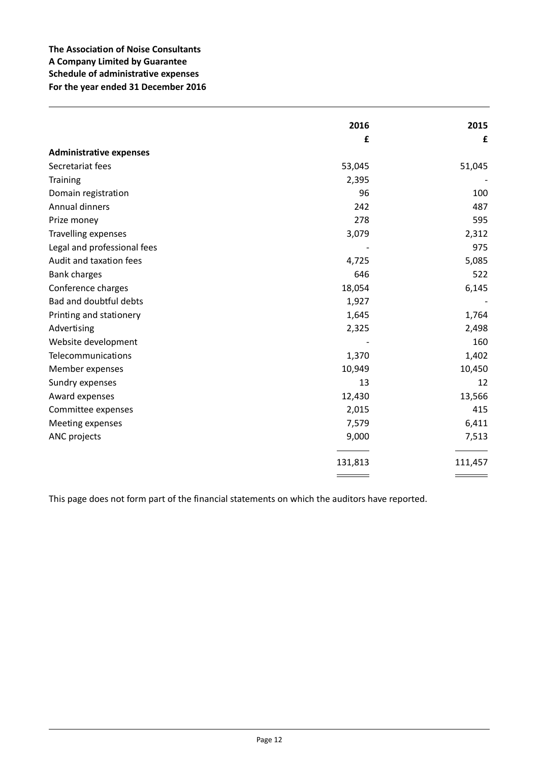**The Association of Noise Consultants**
**A Company Limited by Guarantee**
**Schedule of administrative expenses**
**For the year ended 31 December 2016**

| | 2016 | 2015 |
|---|---|---|
| | £ | £ |
| **Administrative expenses** | | |
| Secretariat fees | 53,045 | 51,045 |
| Training | 2,395 | - |
| Domain registration | 96 | 100 |
| Annual dinners | 242 | 487 |
| Prize money | 278 | 595 |
| Travelling expenses | 3,079 | 2,312 |
| Legal and professional fees | - | 975 |
| Audit and taxation fees | 4,725 | 5,085 |
| Bank charges | 646 | 522 |
| Conference charges | 18,054 | 6,145 |
| Bad and doubtful debts | 1,927 | - |
| Printing and stationery | 1,645 | 1,764 |
| Advertising | 2,325 | 2,498 |
| Website development | - | 160 |
| Telecommunications | 1,370 | 1,402 |
| Member expenses | 10,949 | 10,450 |
| Sundry expenses | 13 | 12 |
| Award expenses | 12,430 | 13,566 |
| Committee expenses | 2,015 | 415 |
| Meeting expenses | 7,579 | 6,411 |
| ANC projects | 9,000 | 7,513 |
| | 131,813 | 111,457 |

This page does not form part of the financial statements on which the auditors have reported.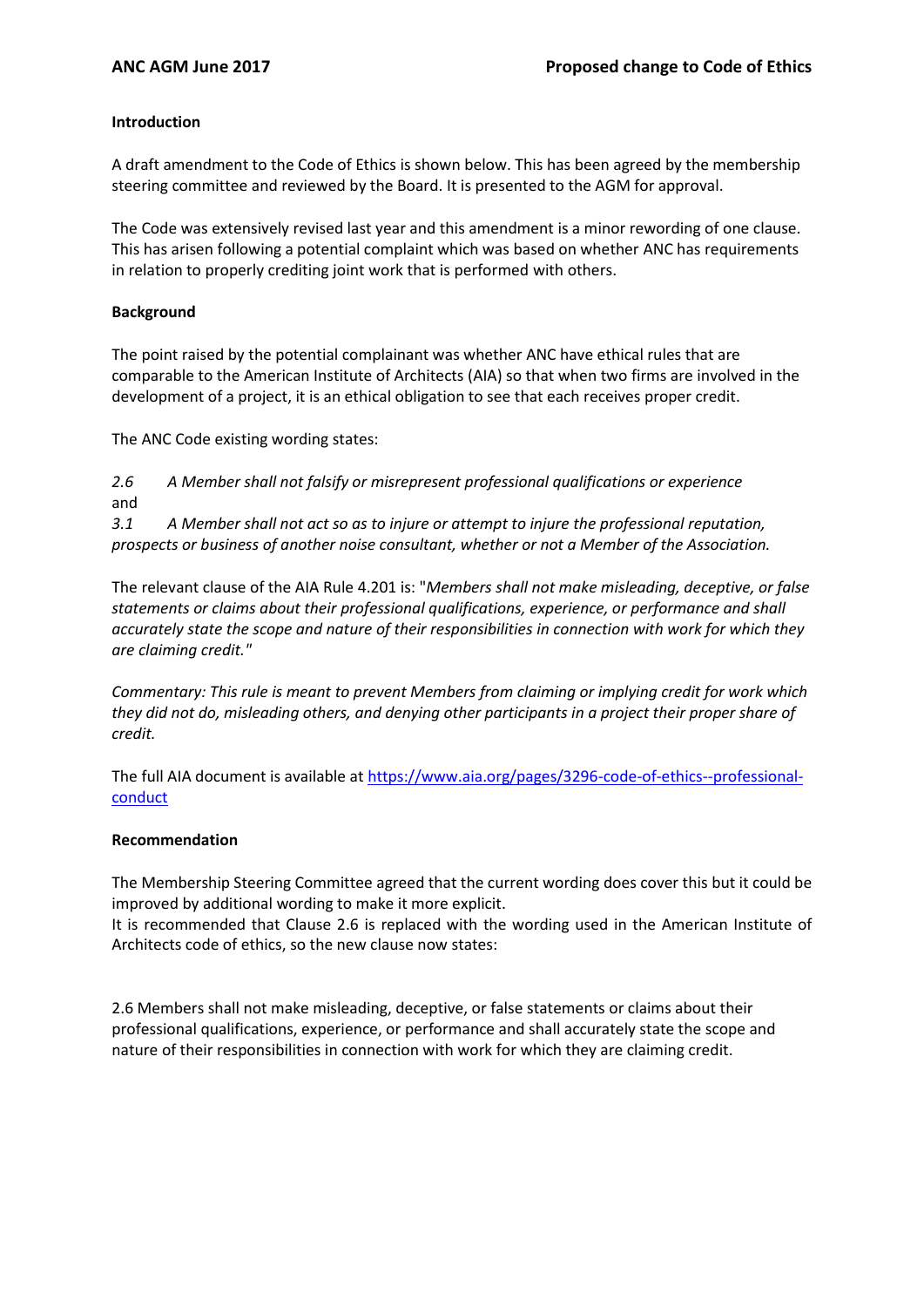**ANC AGM June 2017** **Proposed change to Code of Ethics**

**Introduction**

A draft amendment to the Code of Ethics is shown below. This has been agreed by the membership steering committee and reviewed by the Board. It is presented to the AGM for approval.

The Code was extensively revised last year and this amendment is a minor rewording of one clause. This has arisen following a potential complaint which was based on whether ANC has requirements in relation to properly crediting joint work that is performed with others.

**Background**

The point raised by the potential complainant was whether ANC have ethical rules that are comparable to the American Institute of Architects (AIA) so that when two firms are involved in the development of a project, it is an ethical obligation to see that each receives proper credit.

The ANC Code existing wording states:

*2.6 A Member shall not falsify or misrepresent professional qualifications or experience*
and
*3.1 A Member shall not act so as to injure or attempt to injure the professional reputation, prospects or business of another noise consultant, whether or not a Member of the Association.*

The relevant clause of the AIA Rule 4.201 is: "*Members shall not make misleading, deceptive, or false statements or claims about their professional qualifications, experience, or performance and shall accurately state the scope and nature of their responsibilities in connection with work for which they are claiming credit."*

*Commentary: This rule is meant to prevent Members from claiming or implying credit for work which they did not do, misleading others, and denying other participants in a project their proper share of credit.*

The full AIA document is available at [https://www.aia.org/pages/3296-code-of-ethics--professional-conduct](https://www.aia.org/pages/3296-code-of-ethics--professional-conduct)

**Recommendation**

The Membership Steering Committee agreed that the current wording does cover this but it could be improved by additional wording to make it more explicit.
It is recommended that Clause 2.6 is replaced with the wording used in the American Institute of Architects code of ethics, so the new clause now states:

2.6 Members shall not make misleading, deceptive, or false statements or claims about their professional qualifications, experience, or performance and shall accurately state the scope and nature of their responsibilities in connection with work for which they are claiming credit.